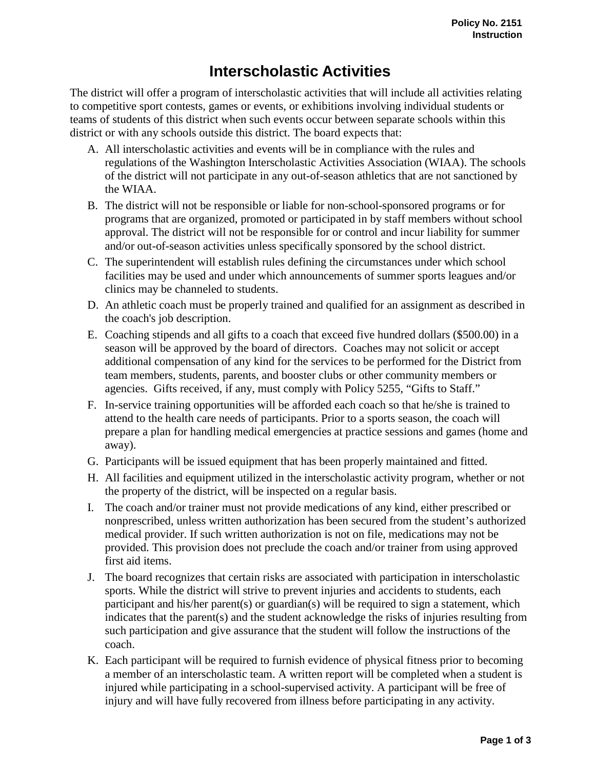Policy No. 2151
Instruction

# Interscholastic Activities

The district will offer a program of interscholastic activities that will include all activities relating to competitive sport contests, games or events, or exhibitions involving individual students or teams of students of this district when such events occur between separate schools within this district or with any schools outside this district. The board expects that:

A. All interscholastic activities and events will be in compliance with the rules and regulations of the Washington Interscholastic Activities Association (WIAA). The schools of the district will not participate in any out-of-season athletics that are not sanctioned by the WIAA.

B. The district will not be responsible or liable for non-school-sponsored programs or for programs that are organized, promoted or participated in by staff members without school approval. The district will not be responsible for or control and incur liability for summer and/or out-of-season activities unless specifically sponsored by the school district.

C. The superintendent will establish rules defining the circumstances under which school facilities may be used and under which announcements of summer sports leagues and/or clinics may be channeled to students.

D. An athletic coach must be properly trained and qualified for an assignment as described in the coach's job description.

E. Coaching stipends and all gifts to a coach that exceed five hundred dollars ($500.00) in a season will be approved by the board of directors. Coaches may not solicit or accept additional compensation of any kind for the services to be performed for the District from team members, students, parents, and booster clubs or other community members or agencies. Gifts received, if any, must comply with Policy 5255, "Gifts to Staff."

F. In-service training opportunities will be afforded each coach so that he/she is trained to attend to the health care needs of participants. Prior to a sports season, the coach will prepare a plan for handling medical emergencies at practice sessions and games (home and away).

G. Participants will be issued equipment that has been properly maintained and fitted.

H. All facilities and equipment utilized in the interscholastic activity program, whether or not the property of the district, will be inspected on a regular basis.

I. The coach and/or trainer must not provide medications of any kind, either prescribed or nonprescribed, unless written authorization has been secured from the student's authorized medical provider. If such written authorization is not on file, medications may not be provided. This provision does not preclude the coach and/or trainer from using approved first aid items.

J. The board recognizes that certain risks are associated with participation in interscholastic sports. While the district will strive to prevent injuries and accidents to students, each participant and his/her parent(s) or guardian(s) will be required to sign a statement, which indicates that the parent(s) and the student acknowledge the risks of injuries resulting from such participation and give assurance that the student will follow the instructions of the coach.

K. Each participant will be required to furnish evidence of physical fitness prior to becoming a member of an interscholastic team. A written report will be completed when a student is injured while participating in a school-supervised activity. A participant will be free of injury and will have fully recovered from illness before participating in any activity.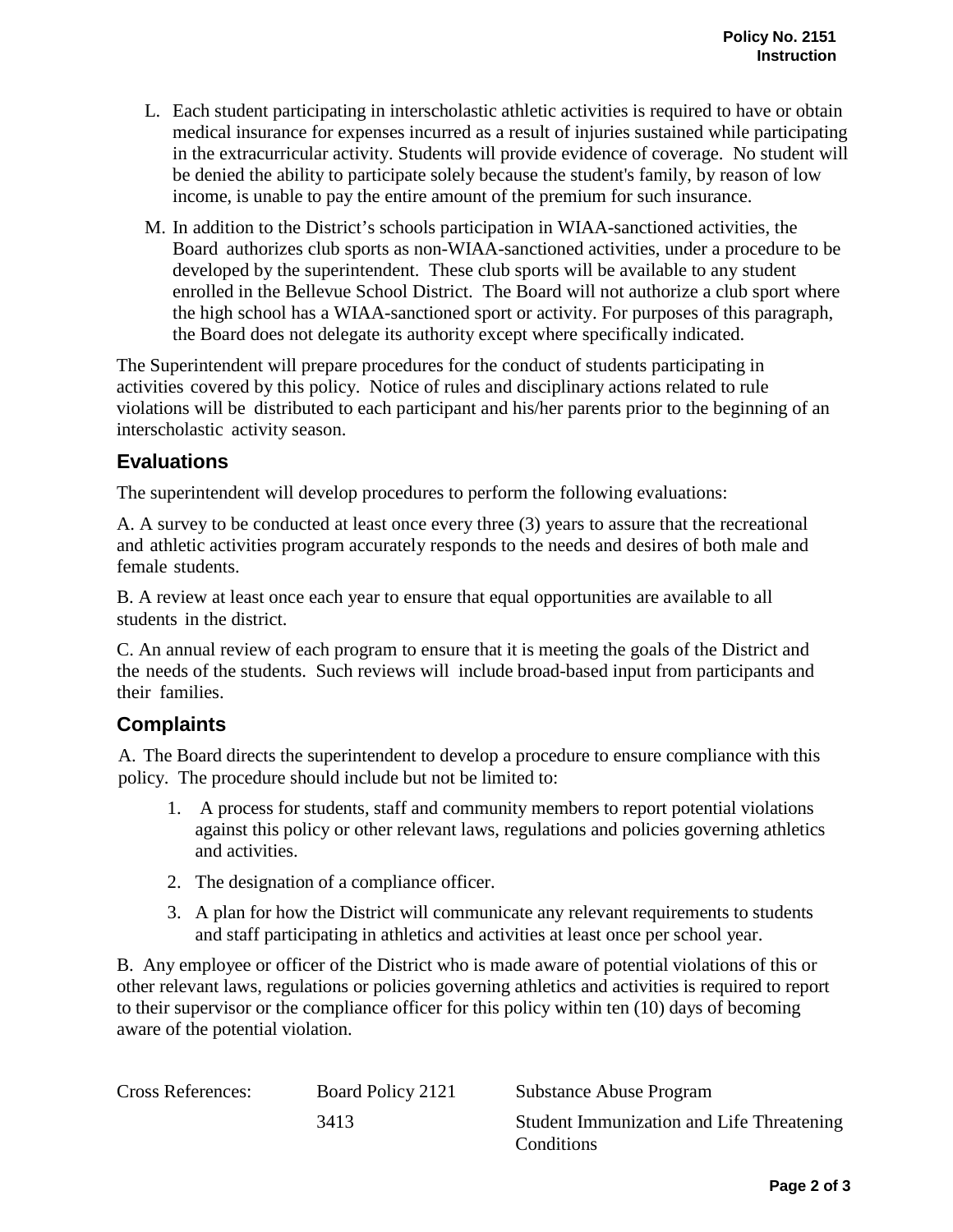L. Each student participating in interscholastic athletic activities is required to have or obtain medical insurance for expenses incurred as a result of injuries sustained while participating in the extracurricular activity. Students will provide evidence of coverage. No student will be denied the ability to participate solely because the student's family, by reason of low income, is unable to pay the entire amount of the premium for such insurance.

M. In addition to the District's schools participation in WIAA-sanctioned activities, the Board authorizes club sports as non-WIAA-sanctioned activities, under a procedure to be developed by the superintendent. These club sports will be available to any student enrolled in the Bellevue School District. The Board will not authorize a club sport where the high school has a WIAA-sanctioned sport or activity. For purposes of this paragraph, the Board does not delegate its authority except where specifically indicated.

The Superintendent will prepare procedures for the conduct of students participating in activities covered by this policy. Notice of rules and disciplinary actions related to rule violations will be distributed to each participant and his/her parents prior to the beginning of an interscholastic activity season.

## Evaluations

The superintendent will develop procedures to perform the following evaluations:

A. A survey to be conducted at least once every three (3) years to assure that the recreational and athletic activities program accurately responds to the needs and desires of both male and female students.

B. A review at least once each year to ensure that equal opportunities are available to all students in the district.

C. An annual review of each program to ensure that it is meeting the goals of the District and the needs of the students. Such reviews will include broad-based input from participants and their families.

## Complaints

A. The Board directs the superintendent to develop a procedure to ensure compliance with this policy. The procedure should include but not be limited to:

1. A process for students, staff and community members to report potential violations against this policy or other relevant laws, regulations and policies governing athletics and activities.
2. The designation of a compliance officer.
3. A plan for how the District will communicate any relevant requirements to students and staff participating in athletics and activities at least once per school year.

B. Any employee or officer of the District who is made aware of potential violations of this or other relevant laws, regulations or policies governing athletics and activities is required to report to their supervisor or the compliance officer for this policy within ten (10) days of becoming aware of the potential violation.

| Cross References: | Board Policy 2121 | Substance Abuse Program |
|---|---|---|
| | 3413 | Student Immunization and Life Threatening Conditions |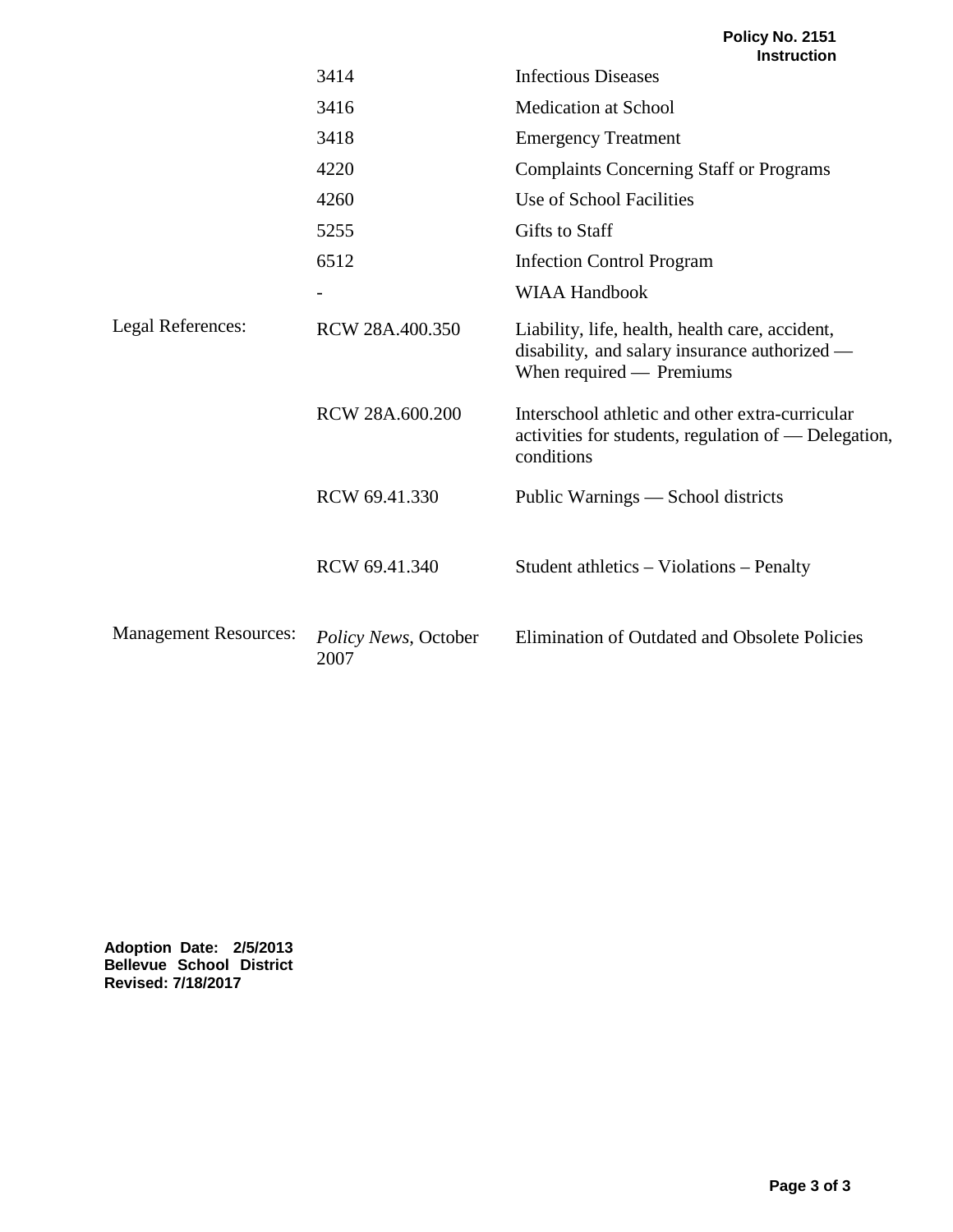| | | |
|---|---|---|
| | 3414 | Infectious Diseases |
| | 3416 | Medication at School |
| | 3418 | Emergency Treatment |
| | 4220 | Complaints Concerning Staff or Programs |
| | 4260 | Use of School Facilities |
| | 5255 | Gifts to Staff |
| | 6512 | Infection Control Program |
| | - | WIAA Handbook |
| Legal References: | RCW 28A.400.350 | Liability, life, health, health care, accident, disability, and salary insurance authorized — When required — Premiums |
| | RCW 28A.600.200 | Interschool athletic and other extra-curricular activities for students, regulation of — Delegation, conditions |
| | RCW 69.41.330 | Public Warnings — School districts |
| | RCW 69.41.340 | Student athletics – Violations – Penalty |
| Management Resources: | *Policy News*, October 2007 | Elimination of Outdated and Obsolete Policies |

**Adoption Date: 2/5/2013**
**Bellevue School District**
**Revised: 7/18/2017**